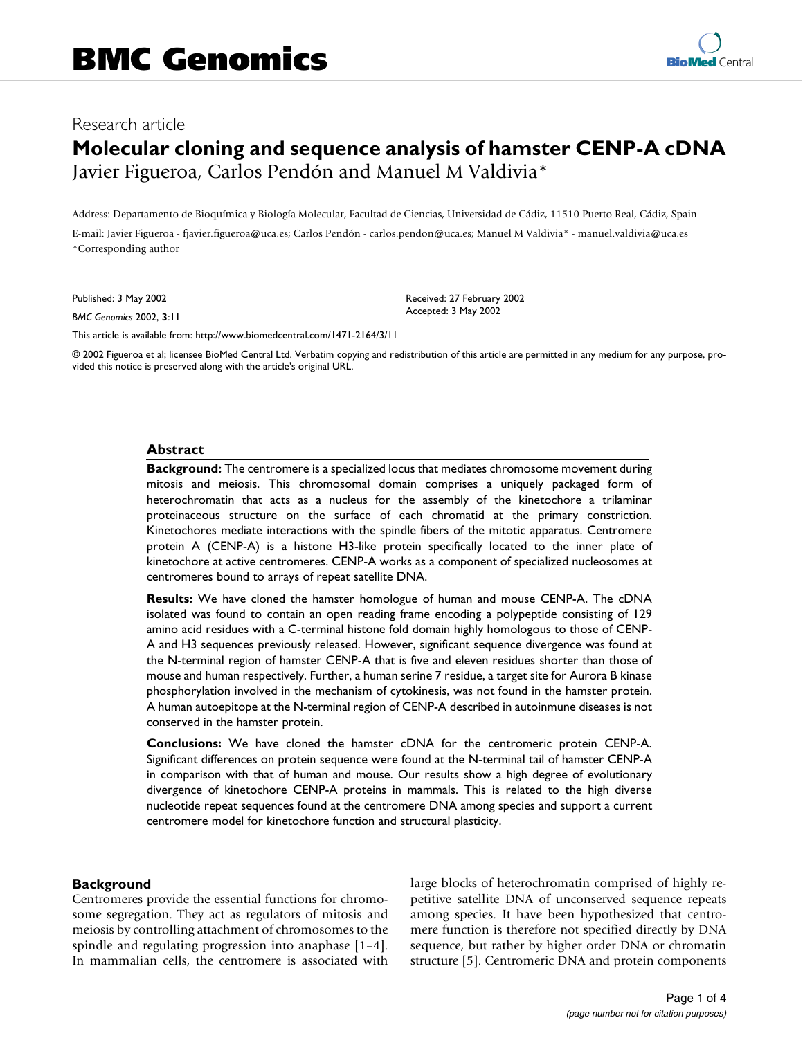# BMC Genomics

Research article

## Molecular cloning and sequence analysis of hamster CENP-A cDNA

Javier Figueroa, Carlos Pendón and Manuel M Valdivia*

Address: Departamento de Bioquímica y Biología Molecular, Facultad de Ciencias, Universidad de Cádiz, 11510 Puerto Real, Cádiz, Spain

E-mail: Javier Figueroa - fjavier.figueroa@uca.es; Carlos Pendón - carlos.pendon@uca.es; Manuel M Valdivia* - manuel.valdivia@uca.es

*Corresponding author

Published: 3 May 2002

*BMC Genomics* 2002, **3**:11

Received: 27 February 2002
Accepted: 3 May 2002

This article is available from: http://www.biomedcentral.com/1471-2164/3/11

© 2002 Figueroa et al; licensee BioMed Central Ltd. Verbatim copying and redistribution of this article are permitted in any medium for any purpose, provided this notice is preserved along with the article's original URL.

### Abstract

**Background:** The centromere is a specialized locus that mediates chromosome movement during mitosis and meiosis. This chromosomal domain comprises a uniquely packaged form of heterochromatin that acts as a nucleus for the assembly of the kinetochore a trilaminar proteinaceous structure on the surface of each chromatid at the primary constriction. Kinetochores mediate interactions with the spindle fibers of the mitotic apparatus. Centromere protein A (CENP-A) is a histone H3-like protein specifically located to the inner plate of kinetochore at active centromeres. CENP-A works as a component of specialized nucleosomes at centromeres bound to arrays of repeat satellite DNA.

**Results:** We have cloned the hamster homologue of human and mouse CENP-A. The cDNA isolated was found to contain an open reading frame encoding a polypeptide consisting of 129 amino acid residues with a C-terminal histone fold domain highly homologous to those of CENP-A and H3 sequences previously released. However, significant sequence divergence was found at the N-terminal region of hamster CENP-A that is five and eleven residues shorter than those of mouse and human respectively. Further, a human serine 7 residue, a target site for Aurora B kinase phosphorylation involved in the mechanism of cytokinesis, was not found in the hamster protein. A human autoepitope at the N-terminal region of CENP-A described in autoinmune diseases is not conserved in the hamster protein.

**Conclusions:** We have cloned the hamster cDNA for the centromeric protein CENP-A. Significant differences on protein sequence were found at the N-terminal tail of hamster CENP-A in comparison with that of human and mouse. Our results show a high degree of evolutionary divergence of kinetochore CENP-A proteins in mammals. This is related to the high diverse nucleotide repeat sequences found at the centromere DNA among species and support a current centromere model for kinetochore function and structural plasticity.

### Background

Centromeres provide the essential functions for chromosome segregation. They act as regulators of mitosis and meiosis by controlling attachment of chromosomes to the spindle and regulating progression into anaphase [1–4]. In mammalian cells, the centromere is associated with large blocks of heterochromatin comprised of highly repetitive satellite DNA of unconserved sequence repeats among species. It have been hypothesized that centromere function is therefore not specified directly by DNA sequence, but rather by higher order DNA or chromatin structure [5]. Centromeric DNA and protein components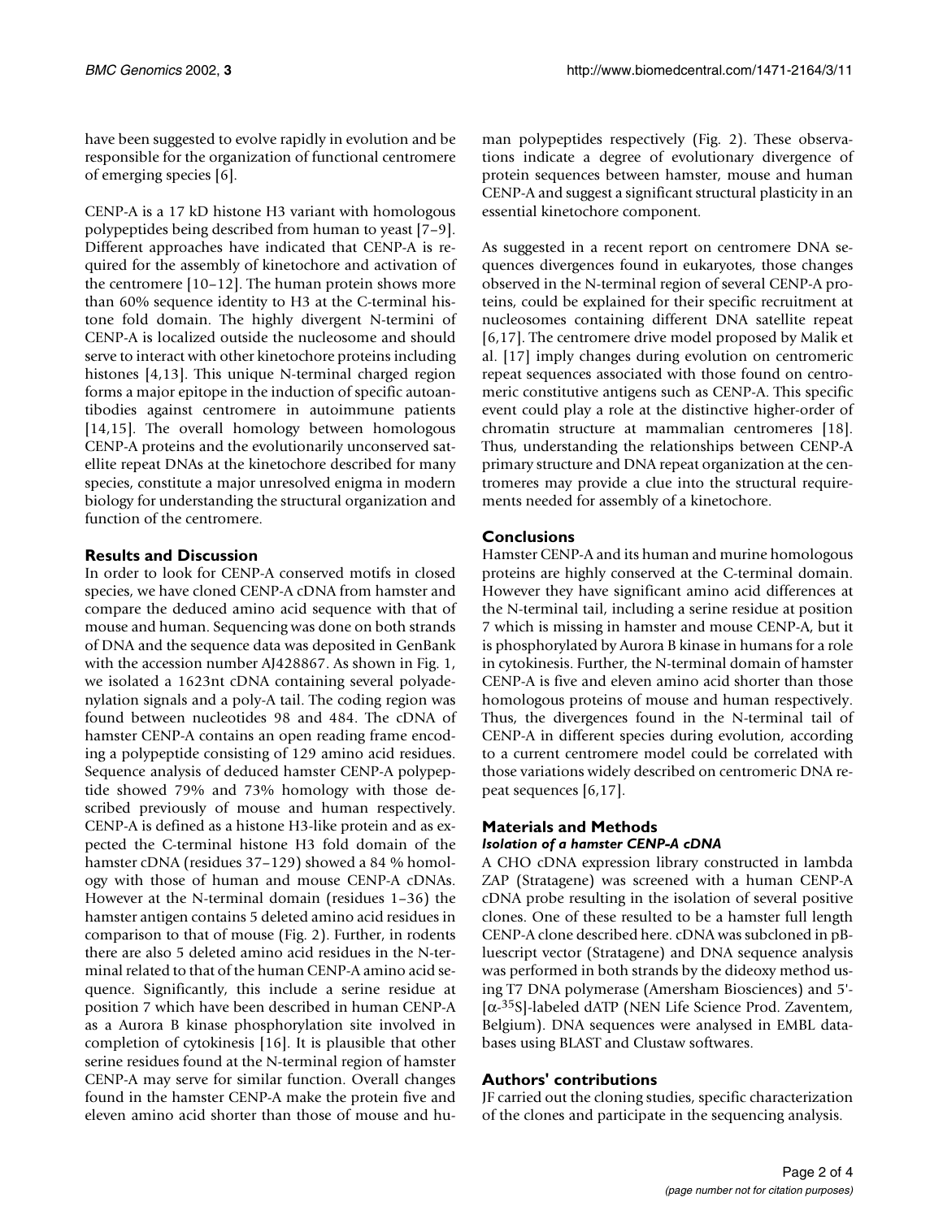have been suggested to evolve rapidly in evolution and be responsible for the organization of functional centromere of emerging species [6].

CENP-A is a 17 kD histone H3 variant with homologous polypeptides being described from human to yeast [7–9]. Different approaches have indicated that CENP-A is required for the assembly of kinetochore and activation of the centromere [10–12]. The human protein shows more than 60% sequence identity to H3 at the C-terminal histone fold domain. The highly divergent N-termini of CENP-A is localized outside the nucleosome and should serve to interact with other kinetochore proteins including histones [4,13]. This unique N-terminal charged region forms a major epitope in the induction of specific autoantibodies against centromere in autoimmune patients [14,15]. The overall homology between homologous CENP-A proteins and the evolutionarily unconserved satellite repeat DNAs at the kinetochore described for many species, constitute a major unresolved enigma in modern biology for understanding the structural organization and function of the centromere.

## Results and Discussion

In order to look for CENP-A conserved motifs in closed species, we have cloned CENP-A cDNA from hamster and compare the deduced amino acid sequence with that of mouse and human. Sequencing was done on both strands of DNA and the sequence data was deposited in GenBank with the accession number AJ428867. As shown in Fig. 1, we isolated a 1623nt cDNA containing several polyadenylation signals and a poly-A tail. The coding region was found between nucleotides 98 and 484. The cDNA of hamster CENP-A contains an open reading frame encoding a polypeptide consisting of 129 amino acid residues. Sequence analysis of deduced hamster CENP-A polypeptide showed 79% and 73% homology with those described previously of mouse and human respectively. CENP-A is defined as a histone H3-like protein and as expected the C-terminal histone H3 fold domain of the hamster cDNA (residues 37–129) showed a 84 % homology with those of human and mouse CENP-A cDNAs. However at the N-terminal domain (residues 1–36) the hamster antigen contains 5 deleted amino acid residues in comparison to that of mouse (Fig. 2). Further, in rodents there are also 5 deleted amino acid residues in the N-terminal related to that of the human CENP-A amino acid sequence. Significantly, this include a serine residue at position 7 which have been described in human CENP-A as a Aurora B kinase phosphorylation site involved in completion of cytokinesis [16]. It is plausible that other serine residues found at the N-terminal region of hamster CENP-A may serve for similar function. Overall changes found in the hamster CENP-A make the protein five and eleven amino acid shorter than those of mouse and human polypeptides respectively (Fig. 2). These observations indicate a degree of evolutionary divergence of protein sequences between hamster, mouse and human CENP-A and suggest a significant structural plasticity in an essential kinetochore component.

As suggested in a recent report on centromere DNA sequences divergences found in eukaryotes, those changes observed in the N-terminal region of several CENP-A proteins, could be explained for their specific recruitment at nucleosomes containing different DNA satellite repeat [6,17]. The centromere drive model proposed by Malik et al. [17] imply changes during evolution on centromeric repeat sequences associated with those found on centromeric constitutive antigens such as CENP-A. This specific event could play a role at the distinctive higher-order of chromatin structure at mammalian centromeres [18]. Thus, understanding the relationships between CENP-A primary structure and DNA repeat organization at the centromeres may provide a clue into the structural requirements needed for assembly of a kinetochore.

## Conclusions

Hamster CENP-A and its human and murine homologous proteins are highly conserved at the C-terminal domain. However they have significant amino acid differences at the N-terminal tail, including a serine residue at position 7 which is missing in hamster and mouse CENP-A, but it is phosphorylated by Aurora B kinase in humans for a role in cytokinesis. Further, the N-terminal domain of hamster CENP-A is five and eleven amino acid shorter than those homologous proteins of mouse and human respectively. Thus, the divergences found in the N-terminal tail of CENP-A in different species during evolution, according to a current centromere model could be correlated with those variations widely described on centromeric DNA repeat sequences [6,17].

## Materials and Methods

### *Isolation of a hamster CENP-A cDNA*

A CHO cDNA expression library constructed in lambda ZAP (Stratagene) was screened with a human CENP-A cDNA probe resulting in the isolation of several positive clones. One of these resulted to be a hamster full length CENP-A clone described here. cDNA was subcloned in pBluescript vector (Stratagene) and DNA sequence analysis was performed in both strands by the dideoxy method using T7 DNA polymerase (Amersham Biosciences) and 5'-[$\alpha$-$^{35}$S]-labeled dATP (NEN Life Science Prod. Zaventem, Belgium). DNA sequences were analysed in EMBL databases using BLAST and Clustaw softwares.

## Authors' contributions

JF carried out the cloning studies, specific characterization of the clones and participate in the sequencing analysis.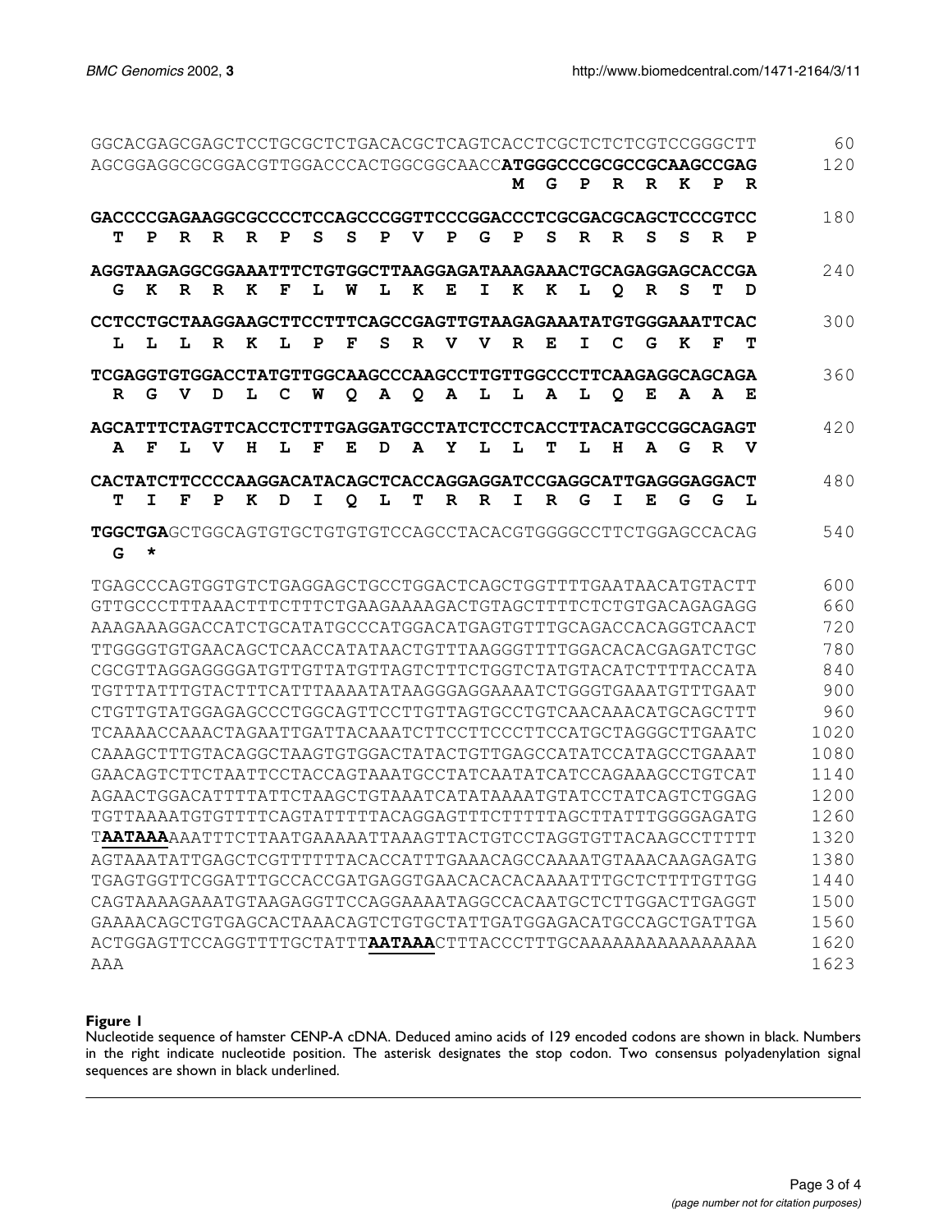```
GGCACGAGCGAGCTCCTGCGCTCTGACACGCTCAGTCACCTCGCTCTCTCGTCCGGGCTT    60
AGCGGAGGCGCGGACGTTGGACCCACTGGCGGCAACCATGGGCCCGCGCCGCAAGCCGAG   120
                                     M  G  P  R  R  K  P  R

GACCCCGAGAAGGCGCCCCTCCAGCCCGGTTCCCGGACCCTCGCGACGCAGCTCCCGTCC   180
 T  P  R  R  R  P  S  S  P  V  P  G  P  S  R  R  S  S  R  P

AGGTAAGAGGCGGAAATTTCTGTGGCTTAAGGAGATAAAGAAACTGCAGAGGAGCACCGA   240
 G  K  R  R  K  F  L  W  L  K  E  I  K  K  L  Q  R  S  T  D

CCTCCTGCTAAGGAAGCTTCCTTTCAGCCGAGTTGTAAGAGAAATATGTGGGAAATTCAC   300
 L  L  L  R  K  L  P  F  S  R  V  V  R  E  I  C  G  K  F  T

TCGAGGTGTGGACCTATGTTGGCAAGCCCAAGCCTTGTTGGCCCTTCAAGAGGCAGCAGA   360
 R  G  V  D  L  C  W  Q  A  Q  A  L  L  A  L  Q  E  A  A  E

AGCATTTCTAGTTCACCTCTTTGAGGATGCCTATCTCCTCACCTTACATGCCGGCAGAGT   420
 A  F  L  V  H  L  F  E  D  A  Y  L  L  T  L  H  A  G  R  V

CACTATCTTCCCCAAGGACATACAGCTCACCAGGAGGATCCGAGGCATTGAGGGAGGACT   480
 T  I  F  P  K  D  I  Q  L  T  R  R  I  R  G  I  E  G  G  L

TGGCTGAGCTGGCAGTGTGCTGTGTGTCCAGCCTACACGTGGGGCCTTCTGGAGCCACAG   540
 G  *

TGAGCCCAGTGGTGTCTGAGGAGCTGCCTGGACTCAGCTGGTTTTGAATAACATGTACTT   600
GTTGCCCTTTAAACTTTCTTTCTGAAGAAAAGACTGTAGCTTTTCTCTGTGACAGAGAGG   660
AAAGAAAGGACCATCTGCATATGCCCATGGACATGAGTGTTTGCAGACCACAGGTCAACT   720
TTGGGGTGTGAACAGCTCAACCATATAACTGTTTAAGGGTTTTGGACACACGAGATCTGC   780
CGCGTTAGGAGGGGATGTTGTTATGTTAGTCTTTCTGGTCTATGTACATCTTTTACCATA   840
TGTTTATTTGTACTTTCATTTAAAATATAAGGGAGGAAAATCTGGGTGAAATGTTTGAAT   900
CTGTTGTATGGAGAGCCCTGGCAGTTCCTTGTTAGTGCCTGTCAACAAACATGCAGCTTT   960
TCAAAACCAAACTAGAATTGATTACAAATCTTCCTTCCCTTCCATGCTAGGGCTTGAATC  1020
CAAAGCTTTGTACAGGCTAAGTGTGGACTATACTGTTGAGCCATATCCATAGCCTGAAAT  1080
GAACAGTCTTCTAATTCCTACCAGTAAATGCCTATCAATATCATCCAGAAAGCCTGTCAT  1140
AGAACTGGACATTTTATTCTAAGCTGTAAATCATATAAAATGTATCCTATCAGTCTGGAG  1200
TGTTAAAATGTGTTTTCAGTATTTTTACAGGAGTTTCTTTTTAGCTTATTTGGGGAGATG  1260
TAATAAAAAATTTCTTAATGAAAAATTAAAGTTACTGTCCTAGGTGTTACAAGCCTTTTT  1320
AGTAAATATTGAGCTCGTTTTTTACACCATTTGAAACAGCCAAAATGTAAACAAGAGATG  1380
TGAGTGGTTCGGATTTGCCACCGATGAGGTGAACACACACAAAATTTGCTCTTTTGTTGG  1440
CAGTAAAAGAAATGTAAGAGGTTCCAGGAAAATAGGCCACAATGCTCTTGGACTTGAGGT  1500
GAAAACAGCTGTGAGCACTAAACAGTCTGTGCTATTGATGGAGACATGCCAGCTGATTGA  1560
ACTGGAGTTCCAGGTTTTGCTATTTAATAAACTTTACCCTTTGCAAAAAAAAAAAAAAAA  1620
AAA                                                           1623
```

**Figure 1**
Nucleotide sequence of hamster CENP-A cDNA. Deduced amino acids of 129 encoded codons are shown in black. Numbers in the right indicate nucleotide position. The asterisk designates the stop codon. Two consensus polyadenylation signal sequences are shown in black underlined.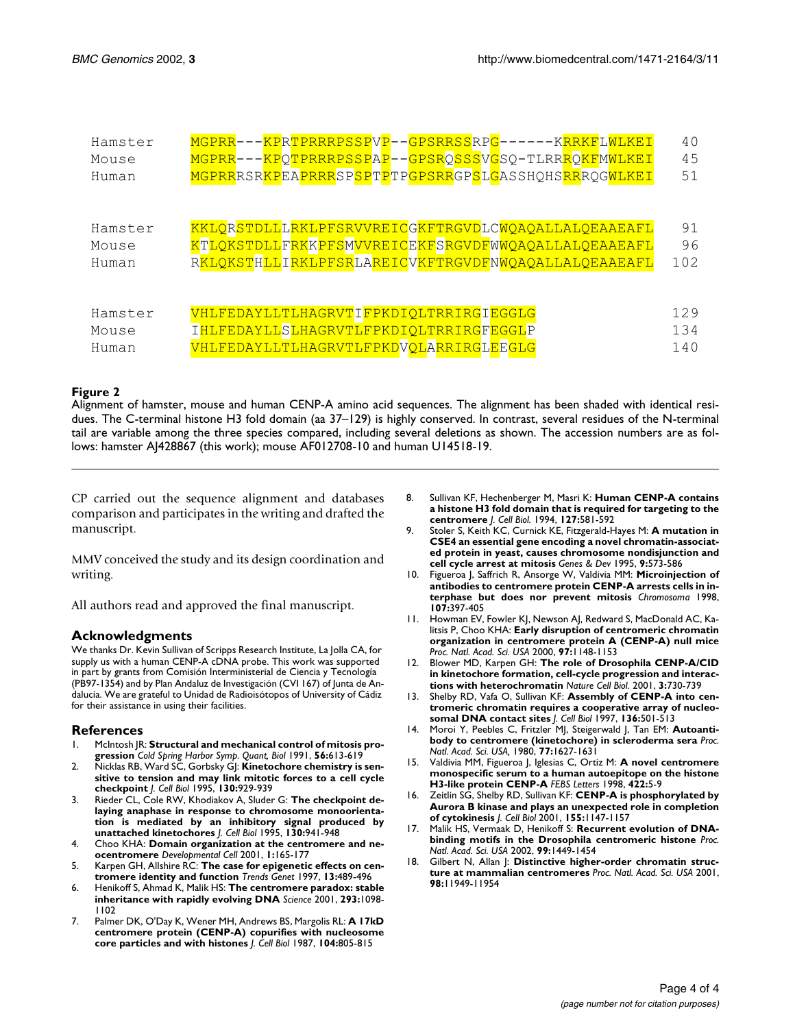```
Hamster   MGPRR---KPRTPRRRPSSPVP--GPSRRSSRPG------KRRKFLWLKEI    40
Mouse     MGPRR---KPQTPRRRPSSPAP--GPSRQSSSVGSQ-TLRRRQKFMWLKEI    45
Human     MGPRRRSRKPEAPRRRSPSPTPTPGPSRRGPSLGASSHQHSRRRQGWLKEI    51

Hamster   KKLQRSTDLLLRKLPFSRVVREICGKFTRGVDLCWQAQALLALQEAAEAFL    91
Mouse     KTLQKSTDLLFRKKPFSMVVREICEKFSRGVDFWWQAQALLALQEAAEAFL    96
Human     RKLQKSTHLLIRKLPFSRLAREICVKFTRGVDFNWQAQALLALQEAAEAFL   102

Hamster   VHLFEDAYLLTLHAGRVTIFPKDIQLTRRIRGIEGGLG               129
Mouse     IHLFEDAYLLSLHAGRVTLFPKDIQLTRRIRGFEGGLP               134
Human     VHLFEDAYLLTLHAGRVTLFPKDVQLARRIRGLEEGLG               140
```

**Figure 2**

Alignment of hamster, mouse and human CENP-A amino acid sequences. The alignment has been shaded with identical residues. The C-terminal histone H3 fold domain (aa 37–129) is highly conserved. In contrast, several residues of the N-terminal tail are variable among the three species compared, including several deletions as shown. The accession numbers are as follows: hamster AJ428867 (this work); mouse AF012708-10 and human U14518-19.

CP carried out the sequence alignment and databases comparison and participates in the writing and drafted the manuscript.

MMV conceived the study and its design coordination and writing.

All authors read and approved the final manuscript.

## Acknowledgments

We thanks Dr. Kevin Sullivan of Scripps Research Institute, La Jolla CA, for supply us with a human CENP-A cDNA probe. This work was supported in part by grants from Comisión Interministerial de Ciencia y Tecnología (PB97-1354) and by Plan Andaluz de Investigación (CVI 167) of Junta de Andalucía. We are grateful to Unidad de Radioisótopos of University of Cádiz for their assistance in using their facilities.

## References

1. McIntosh JR: **Structural and mechanical control of mitosis progression** *Cold Spring Harbor Symp. Quant, Biol* 1991, **56:**613-619
2. Nicklas RB, Ward SC, Gorbsky GJ: **Kinetochore chemistry is sensitive to tension and may link mitotic forces to a cell cycle checkpoint** *J. Cell Biol* 1995, **130:**929-939
3. Rieder CL, Cole RW, Khodiakov A, Sluder G: **The checkpoint delaying anaphase in response to chromosome monoorientation is mediated by an inhibitory signal produced by unattached kinetochores** *J. Cell Biol* 1995, **130:**941-948
4. Choo KHA: **Domain organization at the centromere and neocentromere** *Developmental Cell* 2001, **1:**165-177
5. Karpen GH, Allshire RC: **The case for epigenetic effects on centromere identity and function** *Trends Genet* 1997, **13:**489-496
6. Henikoff S, Ahmad K, Malik HS: **The centromere paradox: stable inheritance with rapidly evolving DNA** *Science* 2001, **293:**1098-1102
7. Palmer DK, O'Day K, Wener MH, Andrews BS, Margolis RL: **A 17kD centromere protein (CENP-A) copurifies with nucleosome core particles and with histones** *J. Cell Biol* 1987, **104:**805-815
8. Sullivan KF, Hechenberger M, Masri K: **Human CENP-A contains a histone H3 fold domain that is required for targeting to the centromere** *J. Cell Biol.* 1994, **127:**581-592
9. Stoler S, Keith KC, Curnick KE, Fitzgerald-Hayes M: **A mutation in CSE4 an essential gene encoding a novel chromatin-associated protein in yeast, causes chromosome nondisjunction and cell cycle arrest at mitosis** *Genes & Dev* 1995, **9:**573-586
10. Figueroa J, Saffrich R, Ansorge W, Valdivia MM: **Microinjection of antibodies to centromere protein CENP-A arrests cells in interphase but does nor prevent mitosis** *Chromosoma* 1998, **107:**397-405
11. Howman EV, Fowler KJ, Newson AJ, Redward S, MacDonald AC, Kalitsis P, Choo KHA: **Early disruption of centromeric chromatin organization in centromere protein A (CENP-A) null mice** *Proc. Natl. Acad. Sci. USA* 2000, **97:**1148-1153
12. Blower MD, Karpen GH: **The role of Drosophila CENP-A/CID in kinetochore formation, cell-cycle progression and interactions with heterochromatin** *Nature Cell Biol.* 2001, **3:**730-739
13. Shelby RD, Vafa O, Sullivan KF: **Assembly of CENP-A into centromeric chromatin requires a cooperative array of nucleosomal DNA contact sites** *J. Cell Biol* 1997, **136:**501-513
14. Moroi Y, Peebles C, Fritzler MJ, Steigerwald J, Tan EM: **Autoantibody to centromere (kinetochore) in scleroderma sera** *Proc. Natl. Acad. Sci. USA*, 1980, **77:**1627-1631
15. Valdivia MM, Figueroa J, Iglesias C, Ortiz M: **A novel centromere monospecific serum to a human autoepitope on the histone H3-like protein CENP-A** *FEBS Letters* 1998, **422:**5-9
16. Zeitlin SG, Shelby RD, Sullivan KF: **CENP-A is phosphorylated by Aurora B kinase and plays an unexpected role in completion of cytokinesis** *J. Cell Biol* 2001, **155:**1147-1157
17. Malik HS, Vermaak D, Henikoff S: **Recurrent evolution of DNA-binding motifs in the Drosophila centromeric histone** *Proc. Natl. Acad. Sci. USA* 2002, **99:**1449-1454
18. Gilbert N, Allan J: **Distinctive higher-order chromatin structure at mammalian centromeres** *Proc. Natl. Acad. Sci. USA* 2001, **98:**11949-11954